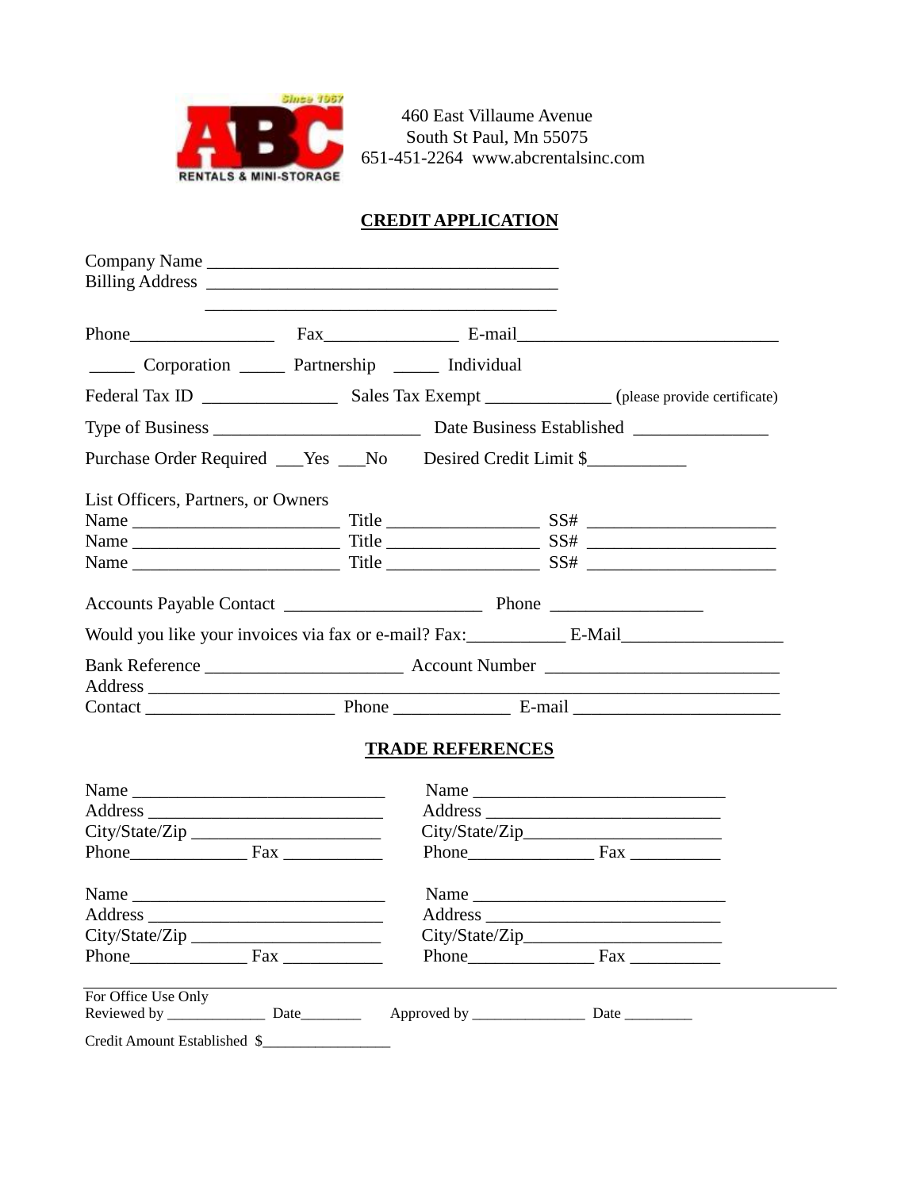ABC Rentals & Mini-Storage — Since 1967

460 East Villaume Avenue
South St Paul, Mn 55075
651-451-2264 www.abcrentalsinc.com

## CREDIT APPLICATION

Company Name ________________________________________
Billing Address ________________________________________
________________________________________

Phone________________ Fax_______________ E-mail_____________________________

_____ Corporation _____ Partnership _____ Individual

Federal Tax ID _______________ Sales Tax Exempt ______________ (please provide certificate)

Type of Business _______________________ Date Business Established _______________

Purchase Order Required ___Yes ___No Desired Credit Limit $___________

List Officers, Partners, or Owners
Name _______________________ Title _________________ SS# _____________________
Name _______________________ Title _________________ SS# _____________________
Name _______________________ Title _________________ SS# _____________________

Accounts Payable Contact ______________________ Phone _________________

Would you like your invoices via fax or e-mail? Fax:___________ E-Mail__________________

Bank Reference ______________________ Account Number __________________________
Address ______________________________________________________________________
Contact _____________________ Phone _____________ E-mail _______________________

## TRADE REFERENCES

Name ____________________________
Address __________________________
City/State/Zip _____________________
Phone_____________ Fax ___________

Name ____________________________
Address __________________________
City/State/Zip_____________________
Phone______________ Fax __________

Name ____________________________
Address __________________________
City/State/Zip _____________________
Phone_____________ Fax ___________

Name ____________________________
Address __________________________
City/State/Zip_____________________
Phone______________ Fax __________

---

For Office Use Only
Reviewed by _____________ Date________ Approved by _______________ Date _________

Credit Amount Established $_________________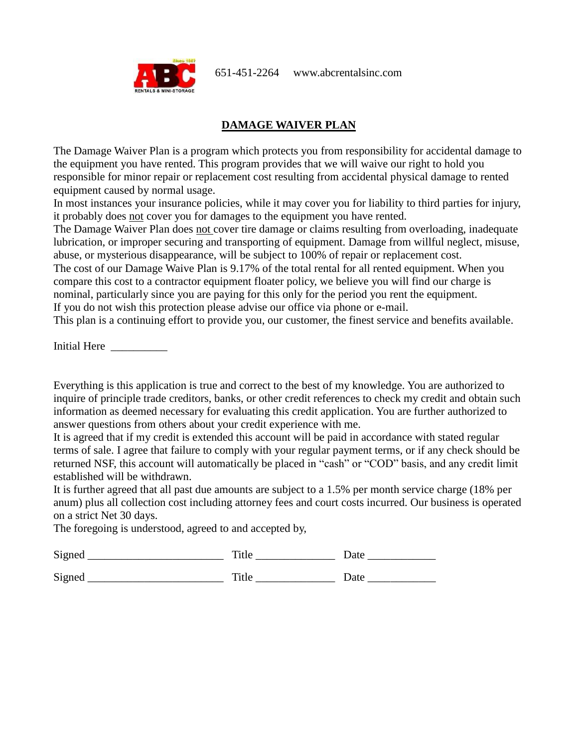651-451-2264 www.abcrentalsinc.com

## DAMAGE WAIVER PLAN

The Damage Waiver Plan is a program which protects you from responsibility for accidental damage to the equipment you have rented. This program provides that we will waive our right to hold you responsible for minor repair or replacement cost resulting from accidental physical damage to rented equipment caused by normal usage.

In most instances your insurance policies, while it may cover you for liability to third parties for injury, it probably does not cover you for damages to the equipment you have rented.

The Damage Waiver Plan does not cover tire damage or claims resulting from overloading, inadequate lubrication, or improper securing and transporting of equipment. Damage from willful neglect, misuse, abuse, or mysterious disappearance, will be subject to 100% of repair or replacement cost.

The cost of our Damage Waive Plan is 9.17% of the total rental for all rented equipment. When you compare this cost to a contractor equipment floater policy, we believe you will find our charge is nominal, particularly since you are paying for this only for the period you rent the equipment.

If you do not wish this protection please advise our office via phone or e-mail.

This plan is a continuing effort to provide you, our customer, the finest service and benefits available.

Initial Here __________

Everything is this application is true and correct to the best of my knowledge. You are authorized to inquire of principle trade creditors, banks, or other credit references to check my credit and obtain such information as deemed necessary for evaluating this credit application. You are further authorized to answer questions from others about your credit experience with me.

It is agreed that if my credit is extended this account will be paid in accordance with stated regular terms of sale. I agree that failure to comply with your regular payment terms, or if any check should be returned NSF, this account will automatically be placed in "cash" or "COD" basis, and any credit limit established will be withdrawn.

It is further agreed that all past due amounts are subject to a 1.5% per month service charge (18% per anum) plus all collection cost including attorney fees and court costs incurred. Our business is operated on a strict Net 30 days.

The foregoing is understood, agreed to and accepted by,

Signed ________________________ Title ______________ Date ____________

Signed ________________________ Title ______________ Date ____________